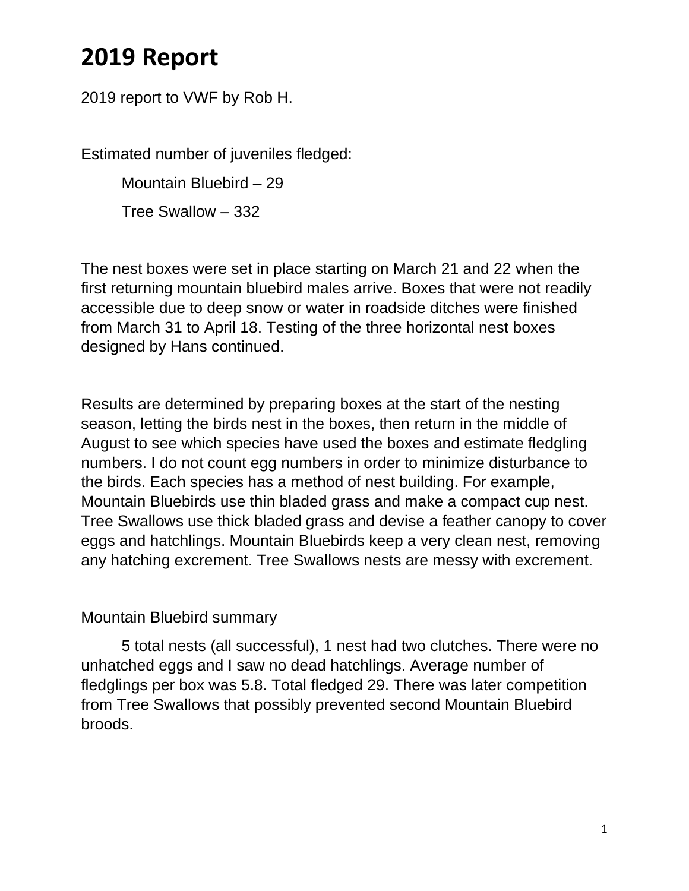# 2019 Report

2019 report to VWF by Rob H.

Estimated number of juveniles fledged:

Mountain Bluebird – 29

Tree Swallow – 332

The nest boxes were set in place starting on March 21 and 22 when the first returning mountain bluebird males arrive. Boxes that were not readily accessible due to deep snow or water in roadside ditches were finished from March 31 to April 18. Testing of the three horizontal nest boxes designed by Hans continued.

Results are determined by preparing boxes at the start of the nesting season, letting the birds nest in the boxes, then return in the middle of August to see which species have used the boxes and estimate fledgling numbers. I do not count egg numbers in order to minimize disturbance to the birds. Each species has a method of nest building. For example, Mountain Bluebirds use thin bladed grass and make a compact cup nest. Tree Swallows use thick bladed grass and devise a feather canopy to cover eggs and hatchlings. Mountain Bluebirds keep a very clean nest, removing any hatching excrement. Tree Swallows nests are messy with excrement.

Mountain Bluebird summary

5 total nests (all successful), 1 nest had two clutches. There were no unhatched eggs and I saw no dead hatchlings. Average number of fledglings per box was 5.8. Total fledged 29. There was later competition from Tree Swallows that possibly prevented second Mountain Bluebird broods.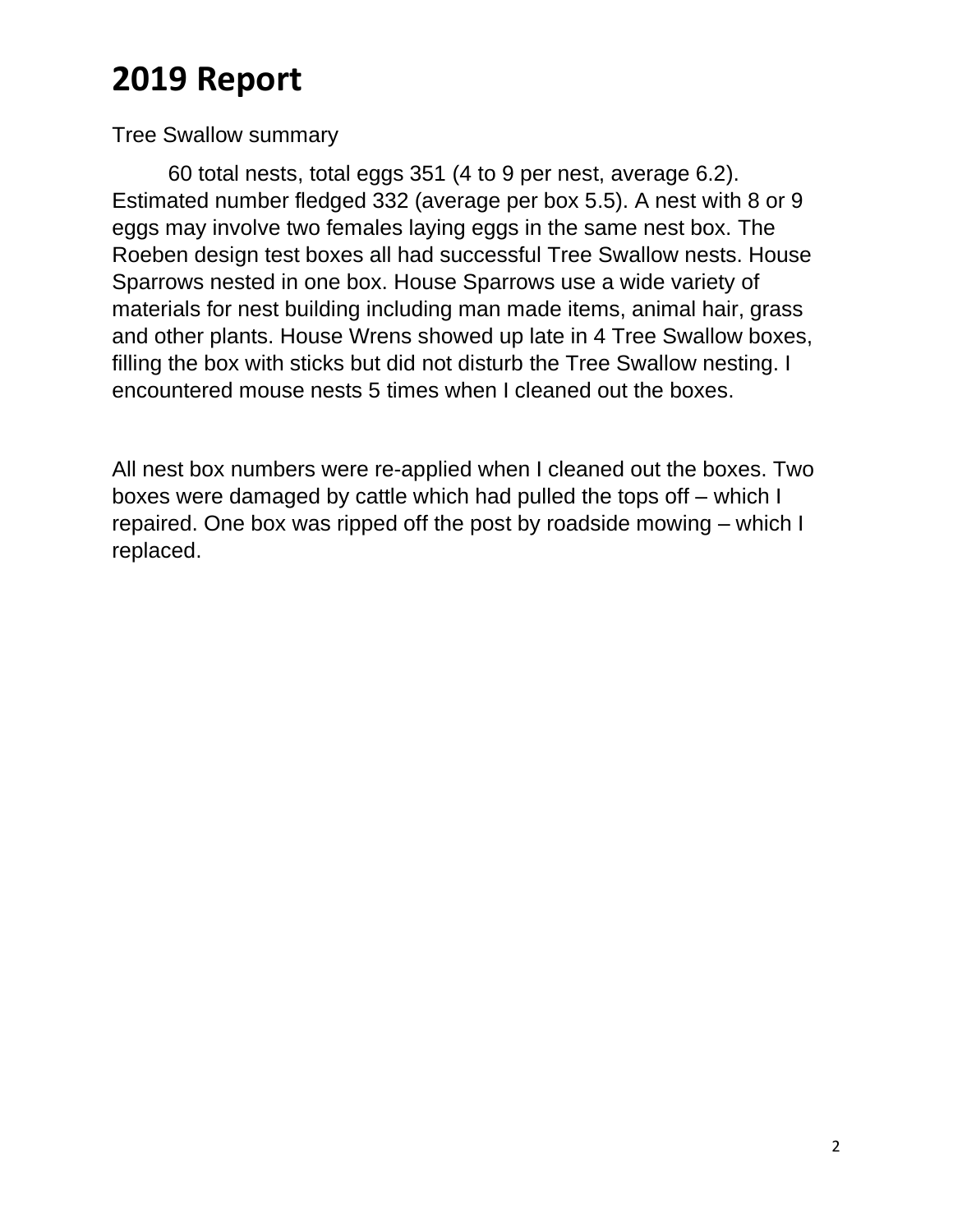# 2019 Report

Tree Swallow summary

60 total nests, total eggs 351 (4 to 9 per nest, average 6.2). Estimated number fledged 332 (average per box 5.5). A nest with 8 or 9 eggs may involve two females laying eggs in the same nest box. The Roeben design test boxes all had successful Tree Swallow nests. House Sparrows nested in one box. House Sparrows use a wide variety of materials for nest building including man made items, animal hair, grass and other plants. House Wrens showed up late in 4 Tree Swallow boxes, filling the box with sticks but did not disturb the Tree Swallow nesting. I encountered mouse nests 5 times when I cleaned out the boxes.

All nest box numbers were re-applied when I cleaned out the boxes. Two boxes were damaged by cattle which had pulled the tops off – which I repaired. One box was ripped off the post by roadside mowing – which I replaced.